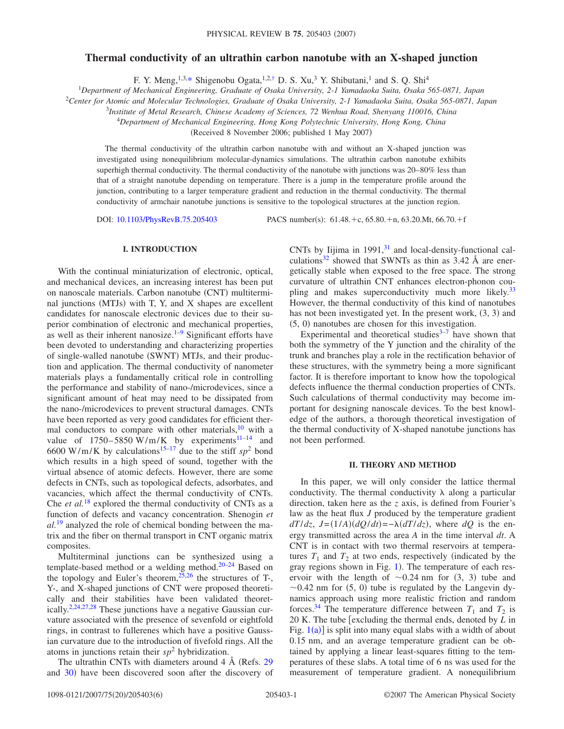# Thermal conductivity of an ultrathin carbon nanotube with an X-shaped junction

F. Y. Meng,[1,3,*] Shigenobu Ogata,[1,2,†] D. S. Xu,[3] Y. Shibutani,[1] and S. Q. Shi[4]

[1]*Department of Mechanical Engineering, Graduate of Osaka University, 2-1 Yamadaoka Suita, Osaka 565-0871, Japan*

[2]*Center for Atomic and Molecular Technologies, Graduate of Osaka University, 2-1 Yamadaoka Suita, Osaka 565-0871, Japan*

[3]*Institute of Metal Research, Chinese Academy of Sciences, 72 Wenhua Road, Shenyang 110016, China*

[4]*Department of Mechanical Engineering, Hong Kong Polytechnic University, Hong Kong, China*

(Received 8 November 2006; published 1 May 2007)

The thermal conductivity of the ultrathin carbon nanotube with and without an X-shaped junction was investigated using nonequilibrium molecular-dynamics simulations. The ultrathin carbon nanotube exhibits superhigh thermal conductivity. The thermal conductivity of the nanotube with junctions was 20–80% less than that of a straight nanotube depending on temperature. There is a jump in the temperature profile around the junction, contributing to a larger temperature gradient and reduction in the thermal conductivity. The thermal conductivity of armchair nanotube junctions is sensitive to the topological structures at the junction region.

DOI: 10.1103/PhysRevB.75.205403 PACS number(s): 61.48.+c, 65.80.+n, 63.20.Mt, 66.70.+f

## I. INTRODUCTION

With the continual miniaturization of electronic, optical, and mechanical devices, an increasing interest has been put on nanoscale materials. Carbon nanotube (CNT) multiterminal junctions (MTJs) with T, Y, and X shapes are excellent candidates for nanoscale electronic devices due to their superior combination of electronic and mechanical properties, as well as their inherent nanosize.[1–9] Significant efforts have been devoted to understanding and characterizing properties of single-walled nanotube (SWNT) MTJs, and their production and application. The thermal conductivity of nanometer materials plays a fundamentally critical role in controlling the performance and stability of nano-/microdevices, since a significant amount of heat may need to be dissipated from the nano-/microdevices to prevent structural damages. CNTs have been reported as very good candidates for efficient thermal conductors to compare with other materials,[10] with a value of 1750–5850 W/m/K by experiments[11–14] and 6600 W/m/K by calculations[15–17] due to the stiff $sp^2$ bond which results in a high speed of sound, together with the virtual absence of atomic defects. However, there are some defects in CNTs, such as topological defects, adsorbates, and vacancies, which affect the thermal conductivity of CNTs. Che *et al.*[18] explored the thermal conductivity of CNTs as a function of defects and vacancy concentration. Shenogin *et al.*[19] analyzed the role of chemical bonding between the matrix and the fiber on thermal transport in CNT organic matrix composites.

Multiterminal junctions can be synthesized using a template-based method or a welding method.[20–24] Based on the topology and Euler's theorem,[25,26] the structures of T-, Y-, and X-shaped junctions of CNT were proposed theoretically and their stabilities have been validated theoretically.[2,24,27,28] These junctions have a negative Gaussian curvature associated with the presence of sevenfold or eightfold rings, in contrast to fullerenes which have a positive Gaussian curvature due to the introduction of fivefold rings. All the atoms in junctions retain their $sp^2$ hybridization.

The ultrathin CNTs with diameters around 4 Å (Refs. 29 and 30) have been discovered soon after the discovery of CNTs by Iijima in 1991,[31] and local-density-functional calculations[32] showed that SWNTs as thin as 3.42 Å are energetically stable when exposed to the free space. The strong curvature of ultrathin CNT enhances electron-phonon coupling and makes superconductivity much more likely.[33] However, the thermal conductivity of this kind of nanotubes has not been investigated yet. In the present work, (3, 3) and (5, 0) nanotubes are chosen for this investigation.

Experimental and theoretical studies[3–7] have shown that both the symmetry of the Y junction and the chirality of the trunk and branches play a role in the rectification behavior of these structures, with the symmetry being a more significant factor. It is therefore important to know how the topological defects influence the thermal conduction properties of CNTs. Such calculations of thermal conductivity may become important for designing nanoscale devices. To the best knowledge of the authors, a thorough theoretical investigation of the thermal conductivity of X-shaped nanotube junctions has not been performed.

## II. THEORY AND METHOD

In this paper, we will only consider the lattice thermal conductivity. The thermal conductivity $\lambda$ along a particular direction, taken here as the $z$ axis, is defined from Fourier's law as the heat flux $J$ produced by the temperature gradient $dT/dz$, $J=(1/A)(dQ/dt)=-\lambda(dT/dz)$, where $dQ$ is the energy transmitted across the area $A$ in the time interval $dt$. A CNT is in contact with two thermal reservoirs at temperatures $T_1$ and $T_2$ at two ends, respectively (indicated by the gray regions shown in Fig. 1). The temperature of each reservoir with the length of ~0.24 nm for (3, 3) tube and ~0.42 nm for (5, 0) tube is regulated by the Langevin dynamics approach using more realistic friction and random forces.[34] The temperature difference between $T_1$ and $T_2$ is 20 K. The tube [excluding the thermal ends, denoted by $L$ in Fig. 1(a)] is split into many equal slabs with a width of about 0.15 nm, and an average temperature gradient can be obtained by applying a linear least-squares fitting to the temperatures of these slabs. A total time of 6 ns was used for the measurement of temperature gradient. A nonequilibrium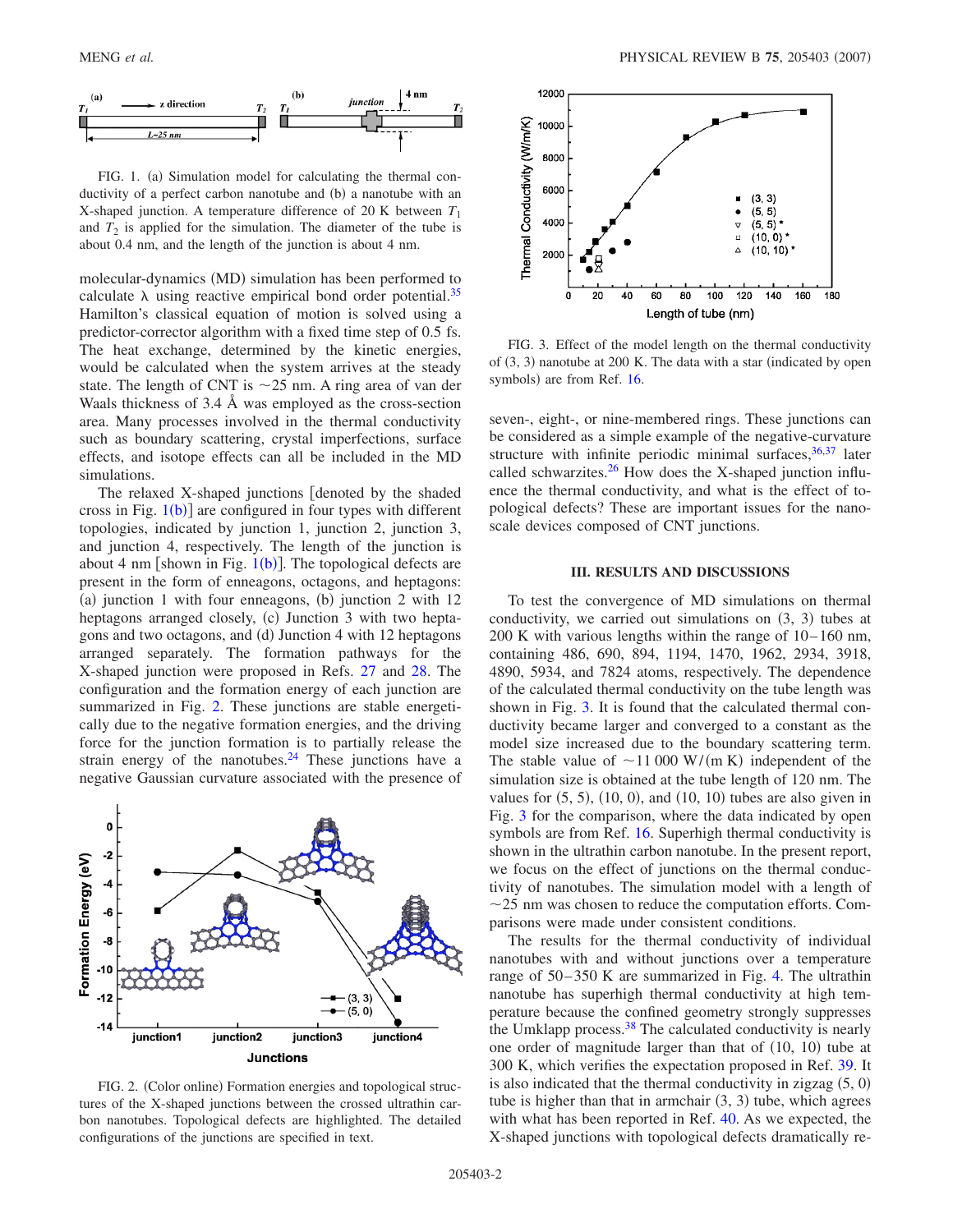FIG. 1. (a) Simulation model for calculating the thermal conductivity of a perfect carbon nanotube and (b) a nanotube with an X-shaped junction. A temperature difference of 20 K between $T_1$ and $T_2$ is applied for the simulation. The diameter of the tube is about 0.4 nm, and the length of the junction is about 4 nm.

molecular-dynamics (MD) simulation has been performed to calculate $\lambda$ using reactive empirical bond order potential.[35] Hamilton's classical equation of motion is solved using a predictor-corrector algorithm with a fixed time step of 0.5 fs. The heat exchange, determined by the kinetic energies, would be calculated when the system arrives at the steady state. The length of CNT is ~25 nm. A ring area of van der Waals thickness of 3.4 Å was employed as the cross-section area. Many processes involved in the thermal conductivity such as boundary scattering, crystal imperfections, surface effects, and isotope effects can all be included in the MD simulations.

The relaxed X-shaped junctions [denoted by the shaded cross in Fig. 1(b)] are configured in four types with different topologies, indicated by junction 1, junction 2, junction 3, and junction 4, respectively. The length of the junction is about 4 nm [shown in Fig. 1(b)]. The topological defects are present in the form of enneagons, octagons, and heptagons: (a) junction 1 with four enneagons, (b) junction 2 with 12 heptagons arranged closely, (c) Junction 3 with two heptagons and two octagons, and (d) Junction 4 with 12 heptagons arranged separately. The formation pathways for the X-shaped junction were proposed in Refs. 27 and 28. The configuration and the formation energy of each junction are summarized in Fig. 2. These junctions are stable energetically due to the negative formation energies, and the driving force for the junction formation is to partially release the strain energy of the nanotubes.[24] These junctions have a negative Gaussian curvature associated with the presence of seven-, eight-, or nine-membered rings. These junctions can be considered as a simple example of the negative-curvature structure with infinite periodic minimal surfaces,[36,37] later called schwarzites.[26] How does the X-shaped junction influence the thermal conductivity, and what is the effect of topological defects? These are important issues for the nanoscale devices composed of CNT junctions.

FIG. 2. (Color online) Formation energies and topological structures of the X-shaped junctions between the crossed ultrathin carbon nanotubes. Topological defects are highlighted. The detailed configurations of the junctions are specified in text.

FIG. 3. Effect of the model length on the thermal conductivity of (3, 3) nanotube at 200 K. The data with a star (indicated by open symbols) are from Ref. 16.

## III. RESULTS AND DISCUSSIONS

To test the convergence of MD simulations on thermal conductivity, we carried out simulations on (3, 3) tubes at 200 K with various lengths within the range of 10–160 nm, containing 486, 690, 894, 1194, 1470, 1962, 2934, 3918, 4890, 5934, and 7824 atoms, respectively. The dependence of the calculated thermal conductivity on the tube length was shown in Fig. 3. It is found that the calculated thermal conductivity became larger and converged to a constant as the model size increased due to the boundary scattering term. The stable value of ~11 000 W/(m K) independent of the simulation size is obtained at the tube length of 120 nm. The values for (5, 5), (10, 0), and (10, 10) tubes are also given in Fig. 3 for the comparison, where the data indicated by open symbols are from Ref. 16. Superhigh thermal conductivity is shown in the ultrathin carbon nanotube. In the present report, we focus on the effect of junctions on the thermal conductivity of nanotubes. The simulation model with a length of ~25 nm was chosen to reduce the computation efforts. Comparisons were made under consistent conditions.

The results for the thermal conductivity of individual nanotubes with and without junctions over a temperature range of 50–350 K are summarized in Fig. 4. The ultrathin nanotube has superhigh thermal conductivity at high temperature because the confined geometry strongly suppresses the Umklapp process.[38] The calculated conductivity is nearly one order of magnitude larger than that of (10, 10) tube at 300 K, which verifies the expectation proposed in Ref. 39. It is also indicated that the thermal conductivity in zigzag (5, 0) tube is higher than that in armchair (3, 3) tube, which agrees with what has been reported in Ref. 40. As we expected, the X-shaped junctions with topological defects dramatically re-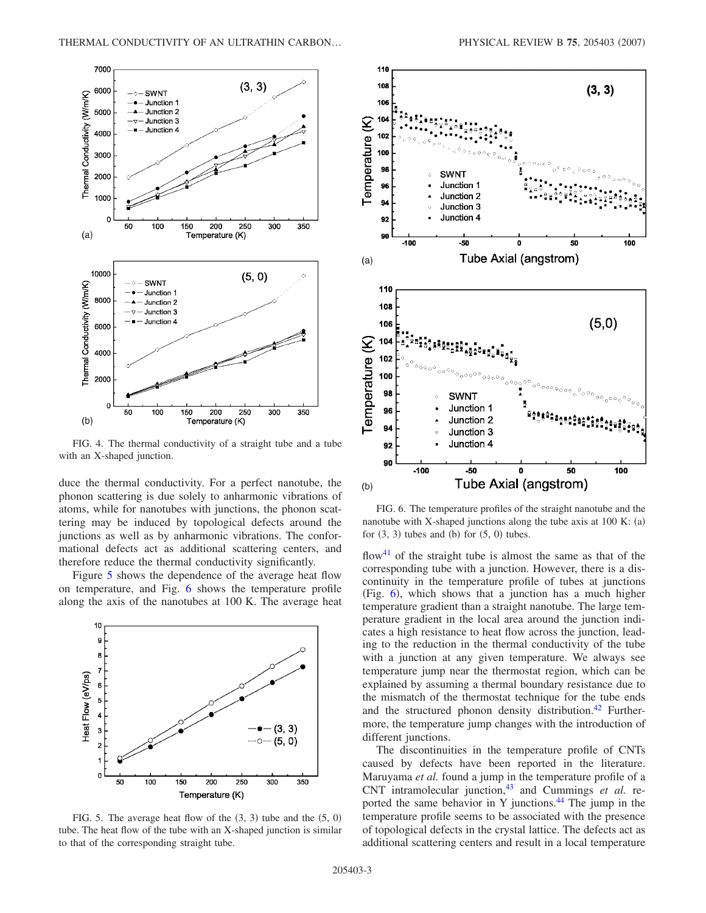FIG. 4. The thermal conductivity of a straight tube and a tube with an X-shaped junction.

duce the thermal conductivity. For a perfect nanotube, the phonon scattering is due solely to anharmonic vibrations of atoms, while for nanotubes with junctions, the phonon scattering may be induced by topological defects around the junctions as well as by anharmonic vibrations. The conformational defects act as additional scattering centers, and therefore reduce the thermal conductivity significantly.

Figure 5 shows the dependence of the average heat flow on temperature, and Fig. 6 shows the temperature profile along the axis of the nanotubes at 100 K. The average heat flow[41] of the straight tube is almost the same as that of the corresponding tube with a junction. However, there is a discontinuity in the temperature profile of tubes at junctions (Fig. 6), which shows that a junction has a much higher temperature gradient than a straight nanotube. The large temperature gradient in the local area around the junction indicates a high resistance to heat flow across the junction, leading to the reduction in the thermal conductivity of the tube with a junction at any given temperature. We always see temperature jump near the thermostat region, which can be explained by assuming a thermal boundary resistance due to the mismatch of the thermostat technique for the tube ends and the structured phonon density distribution.[42] Furthermore, the temperature jump changes with the introduction of different junctions.

FIG. 5. The average heat flow of the (3, 3) tube and the (5, 0) tube. The heat flow of the tube with an X-shaped junction is similar to that of the corresponding straight tube.

FIG. 6. The temperature profiles of the straight nanotube and the nanotube with X-shaped junctions along the tube axis at 100 K: (a) for (3, 3) tubes and (b) for (5, 0) tubes.

The discontinuities in the temperature profile of CNTs caused by defects have been reported in the literature. Maruyama *et al.* found a jump in the temperature profile of a CNT intramolecular junction,[43] and Cummings *et al.* reported the same behavior in Y junctions.[44] The jump in the temperature profile seems to be associated with the presence of topological defects in the crystal lattice. The defects act as additional scattering centers and result in a local temperature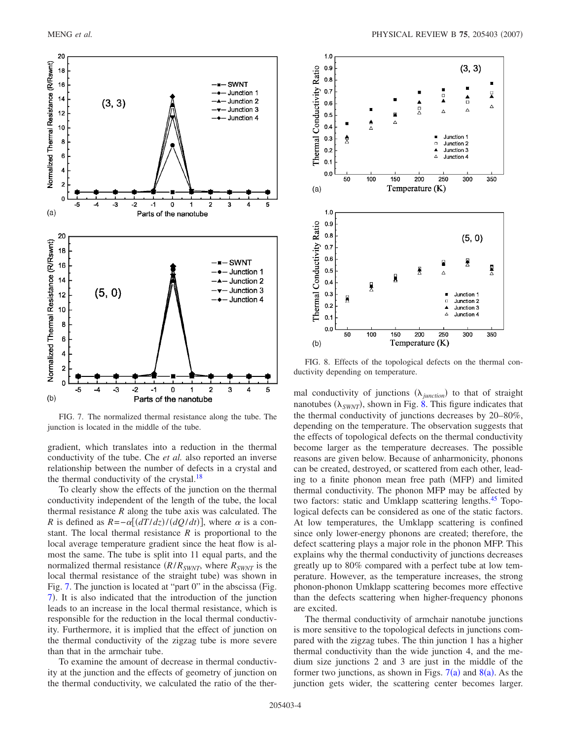FIG. 7. The normalized thermal resistance along the tube. The junction is located in the middle of the tube.

gradient, which translates into a reduction in the thermal conductivity of the tube. Che *et al.* also reported an inverse relationship between the number of defects in a crystal and the thermal conductivity of the crystal.[18]

To clearly show the effects of the junction on the thermal conductivity independent of the length of the tube, the local thermal resistance $R$ along the tube axis was calculated. The $R$ is defined as $R=-\alpha[(dT/dz)/(dQ/dt)]$, where $\alpha$ is a constant. The local thermal resistance $R$ is proportional to the local average temperature gradient since the heat flow is almost the same. The tube is split into 11 equal parts, and the normalized thermal resistance ($R/R_{SWNT}$, where $R_{SWNT}$ is the local thermal resistance of the straight tube) was shown in Fig. 7. The junction is located at "part 0" in the abscissa (Fig. 7). It is also indicated that the introduction of the junction leads to an increase in the local thermal resistance, which is responsible for the reduction in the local thermal conductivity. Furthermore, it is implied that the effect of junction on the thermal conductivity of the zigzag tube is more severe than that in the armchair tube.

To examine the amount of decrease in thermal conductivity at the junction and the effects of geometry of junction on the thermal conductivity, we calculated the ratio of the thermal conductivity of junctions ($\lambda_{junction}$) to that of straight nanotubes ($\lambda_{SWNT}$), shown in Fig. 8. This figure indicates that the thermal conductivity of junctions decreases by 20–80%, depending on the temperature. The observation suggests that the effects of topological defects on the thermal conductivity become larger as the temperature decreases. The possible reasons are given below. Because of anharmonicity, phonons can be created, destroyed, or scattered from each other, leading to a finite phonon mean free path (MFP) and limited thermal conductivity. The phonon MFP may be affected by two factors: static and Umklapp scattering lengths.[45] Topological defects can be considered as one of the static factors. At low temperatures, the Umklapp scattering is confined since only lower-energy phonons are created; therefore, the defect scattering plays a major role in the phonon MFP. This explains why the thermal conductivity of junctions decreases greatly up to 80% compared with a perfect tube at low temperature. However, as the temperature increases, the strong phonon-phonon Umklapp scattering becomes more effective than the defects scattering when higher-frequency phonons are excited.

FIG. 8. Effects of the topological defects on the thermal conductivity depending on temperature.

The thermal conductivity of armchair nanotube junctions is more sensitive to the topological defects in junctions compared with the zigzag tubes. The thin junction 1 has a higher thermal conductivity than the wide junction 4, and the medium size junctions 2 and 3 are just in the middle of the former two junctions, as shown in Figs. 7(a) and 8(a). As the junction gets wider, the scattering center becomes larger.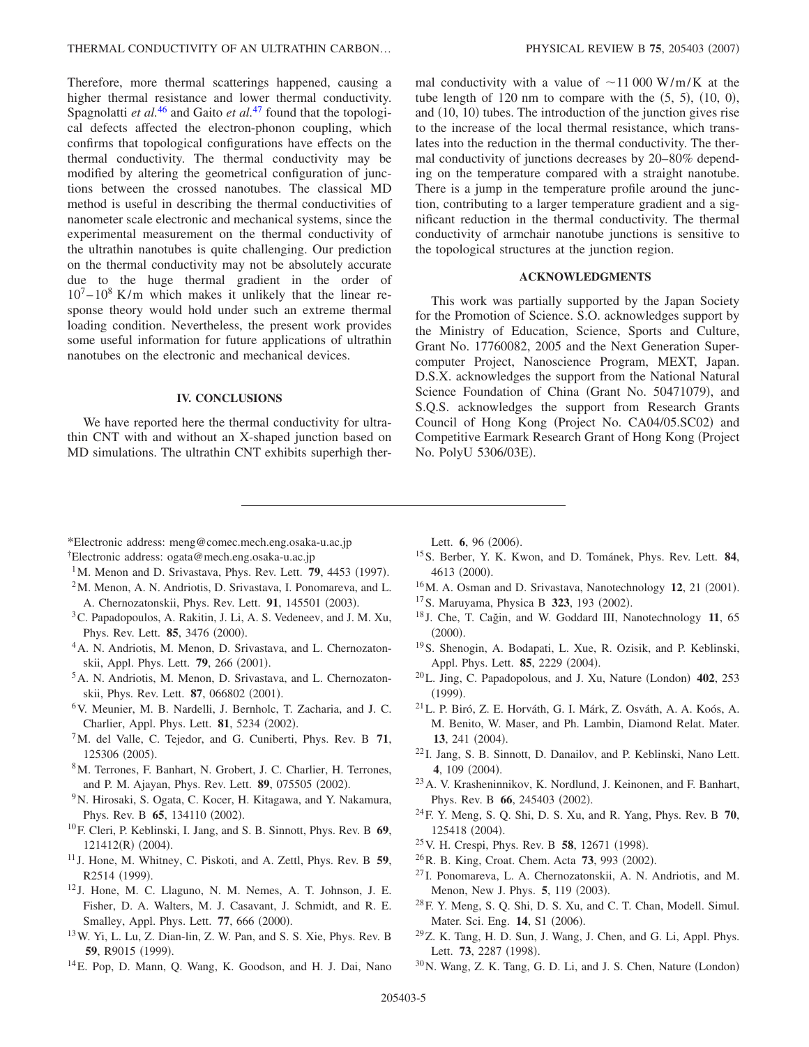Therefore, more thermal scatterings happened, causing a higher thermal resistance and lower thermal conductivity. Spagnolatti *et al.*[46] and Gaito *et al.*[47] found that the topological defects affected the electron-phonon coupling, which confirms that topological configurations have effects on the thermal conductivity. The thermal conductivity may be modified by altering the geometrical configuration of junctions between the crossed nanotubes. The classical MD method is useful in describing the thermal conductivities of nanometer scale electronic and mechanical systems, since the experimental measurement on the thermal conductivity of the ultrathin nanotubes is quite challenging. Our prediction on the thermal conductivity may not be absolutely accurate due to the huge thermal gradient in the order of $10^7$–$10^8$ K/m which makes it unlikely that the linear response theory would hold under such an extreme thermal loading condition. Nevertheless, the present work provides some useful information for future applications of ultrathin nanotubes on the electronic and mechanical devices.

## IV. CONCLUSIONS

We have reported here the thermal conductivity for ultrathin CNT with and without an X-shaped junction based on MD simulations. The ultrathin CNT exhibits superhigh thermal conductivity with a value of ~11 000 W/m/K at the tube length of 120 nm to compare with the (5, 5), (10, 0), and (10, 10) tubes. The introduction of the junction gives rise to the increase of the local thermal resistance, which translates into the reduction in the thermal conductivity. The thermal conductivity of junctions decreases by 20–80% depending on the temperature compared with a straight nanotube. There is a jump in the temperature profile around the junction, contributing to a larger temperature gradient and a significant reduction in the thermal conductivity. The thermal conductivity of armchair nanotube junctions is sensitive to the topological structures at the junction region.

## ACKNOWLEDGMENTS

This work was partially supported by the Japan Society for the Promotion of Science. S.O. acknowledges support by the Ministry of Education, Science, Sports and Culture, Grant No. 17760082, 2005 and the Next Generation Supercomputer Project, Nanoscience Program, MEXT, Japan. D.S.X. acknowledges the support from the National Natural Science Foundation of China (Grant No. 50471079), and S.Q.S. acknowledges the support from Research Grants Council of Hong Kong (Project No. CA04/05.SC02) and Competitive Earmark Research Grant of Hong Kong (Project No. PolyU 5306/03E).

---

*Electronic address: meng@comec.mech.eng.osaka-u.ac.jp

†Electronic address: ogata@mech.eng.osaka-u.ac.jp

[1] M. Menon and D. Srivastava, Phys. Rev. Lett. **79**, 4453 (1997).

[2] M. Menon, A. N. Andriotis, D. Srivastava, I. Ponomareva, and L. A. Chernozatonskii, Phys. Rev. Lett. **91**, 145501 (2003).

[3] C. Papadopoulos, A. Rakitin, J. Li, A. S. Vedeneev, and J. M. Xu, Phys. Rev. Lett. **85**, 3476 (2000).

[4] A. N. Andriotis, M. Menon, D. Srivastava, and L. Chernozatonskii, Appl. Phys. Lett. **79**, 266 (2001).

[5] A. N. Andriotis, M. Menon, D. Srivastava, and L. Chernozatonskii, Phys. Rev. Lett. **87**, 066802 (2001).

[6] V. Meunier, M. B. Nardelli, J. Bernholc, T. Zacharia, and J. C. Charlier, Appl. Phys. Lett. **81**, 5234 (2002).

[7] M. del Valle, C. Tejedor, and G. Cuniberti, Phys. Rev. B **71**, 125306 (2005).

[8] M. Terrones, F. Banhart, N. Grobert, J. C. Charlier, H. Terrones, and P. M. Ajayan, Phys. Rev. Lett. **89**, 075505 (2002).

[9] N. Hirosaki, S. Ogata, C. Kocer, H. Kitagawa, and Y. Nakamura, Phys. Rev. B **65**, 134110 (2002).

[10] F. Cleri, P. Keblinski, I. Jang, and S. B. Sinnott, Phys. Rev. B **69**, 121412(R) (2004).

[11] J. Hone, M. Whitney, C. Piskoti, and A. Zettl, Phys. Rev. B **59**, R2514 (1999).

[12] J. Hone, M. C. Llaguno, N. M. Nemes, A. T. Johnson, J. E. Fisher, D. A. Walters, M. J. Casavant, J. Schmidt, and R. E. Smalley, Appl. Phys. Lett. **77**, 666 (2000).

[13] W. Yi, L. Lu, Z. Dian-lin, Z. W. Pan, and S. S. Xie, Phys. Rev. B **59**, R9015 (1999).

[14] E. Pop, D. Mann, Q. Wang, K. Goodson, and H. J. Dai, Nano Lett. **6**, 96 (2006).

[15] S. Berber, Y. K. Kwon, and D. Tománek, Phys. Rev. Lett. **84**, 4613 (2000).

[16] M. A. Osman and D. Srivastava, Nanotechnology **12**, 21 (2001).

[17] S. Maruyama, Physica B **323**, 193 (2002).

[18] J. Che, T. Çağin, and W. Goddard III, Nanotechnology **11**, 65 (2000).

[19] S. Shenogin, A. Bodapati, L. Xue, R. Ozisik, and P. Keblinski, Appl. Phys. Lett. **85**, 2229 (2004).

[20] L. Jing, C. Papadopolous, and J. Xu, Nature (London) **402**, 253 (1999).

[21] L. P. Biró, Z. E. Horváth, G. I. Márk, Z. Osváth, A. A. Koós, A. M. Benito, W. Maser, and Ph. Lambin, Diamond Relat. Mater. **13**, 241 (2004).

[22] I. Jang, S. B. Sinnott, D. Danailov, and P. Keblinski, Nano Lett. **4**, 109 (2004).

[23] A. V. Krasheninnikov, K. Nordlund, J. Keinonen, and F. Banhart, Phys. Rev. B **66**, 245403 (2002).

[24] F. Y. Meng, S. Q. Shi, D. S. Xu, and R. Yang, Phys. Rev. B **70**, 125418 (2004).

[25] V. H. Crespi, Phys. Rev. B **58**, 12671 (1998).

[26] R. B. King, Croat. Chem. Acta **73**, 993 (2002).

[27] I. Ponomareva, L. A. Chernozatonskii, A. N. Andriotis, and M. Menon, New J. Phys. **5**, 119 (2003).

[28] F. Y. Meng, S. Q. Shi, D. S. Xu, and C. T. Chan, Modell. Simul. Mater. Sci. Eng. **14**, S1 (2006).

[29] Z. K. Tang, H. D. Sun, J. Wang, J. Chen, and G. Li, Appl. Phys. Lett. **73**, 2287 (1998).

[30] N. Wang, Z. K. Tang, G. D. Li, and J. S. Chen, Nature (London)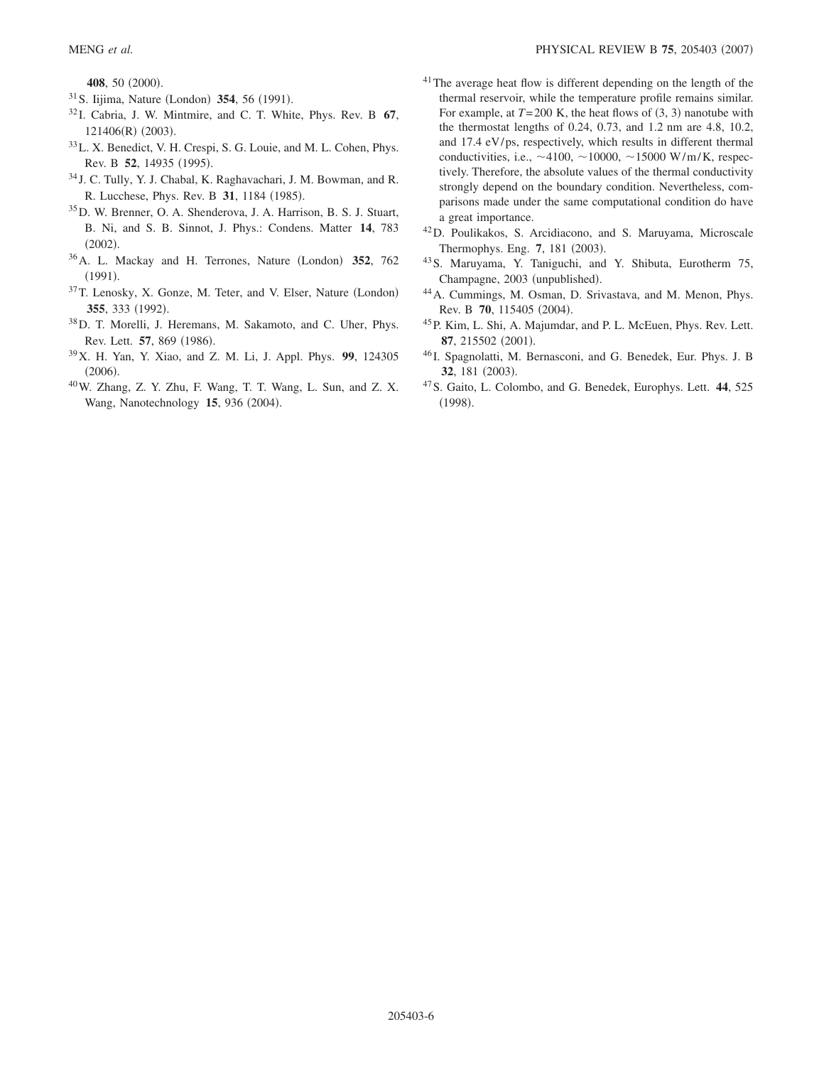**408**, 50 (2000).

[31] S. Iijima, Nature (London) **354**, 56 (1991).

[32] I. Cabria, J. W. Mintmire, and C. T. White, Phys. Rev. B **67**, 121406(R) (2003).

[33] L. X. Benedict, V. H. Crespi, S. G. Louie, and M. L. Cohen, Phys. Rev. B **52**, 14935 (1995).

[34] J. C. Tully, Y. J. Chabal, K. Raghavachari, J. M. Bowman, and R. R. Lucchese, Phys. Rev. B **31**, 1184 (1985).

[35] D. W. Brenner, O. A. Shenderova, J. A. Harrison, B. S. J. Stuart, B. Ni, and S. B. Sinnot, J. Phys.: Condens. Matter **14**, 783 (2002).

[36] A. L. Mackay and H. Terrones, Nature (London) **352**, 762 (1991).

[37] T. Lenosky, X. Gonze, M. Teter, and V. Elser, Nature (London) **355**, 333 (1992).

[38] D. T. Morelli, J. Heremans, M. Sakamoto, and C. Uher, Phys. Rev. Lett. **57**, 869 (1986).

[39] X. H. Yan, Y. Xiao, and Z. M. Li, J. Appl. Phys. **99**, 124305 (2006).

[40] W. Zhang, Z. Y. Zhu, F. Wang, T. T. Wang, L. Sun, and Z. X. Wang, Nanotechnology **15**, 936 (2004).

[41] The average heat flow is different depending on the length of the thermal reservoir, while the temperature profile remains similar. For example, at $T=200$ K, the heat flows of (3, 3) nanotube with the thermostat lengths of 0.24, 0.73, and 1.2 nm are 4.8, 10.2, and 17.4 eV/ps, respectively, which results in different thermal conductivities, i.e., ~4100, ~10000, ~15000 W/m/K, respectively. Therefore, the absolute values of the thermal conductivity strongly depend on the boundary condition. Nevertheless, comparisons made under the same computational condition do have a great importance.

[42] D. Poulikakos, S. Arcidiacono, and S. Maruyama, Microscale Thermophys. Eng. **7**, 181 (2003).

[43] S. Maruyama, Y. Taniguchi, and Y. Shibuta, Eurotherm 75, Champagne, 2003 (unpublished).

[44] A. Cummings, M. Osman, D. Srivastava, and M. Menon, Phys. Rev. B **70**, 115405 (2004).

[45] P. Kim, L. Shi, A. Majumdar, and P. L. McEuen, Phys. Rev. Lett. **87**, 215502 (2001).

[46] I. Spagnolatti, M. Bernasconi, and G. Benedek, Eur. Phys. J. B **32**, 181 (2003).

[47] S. Gaito, L. Colombo, and G. Benedek, Europhys. Lett. **44**, 525 (1998).